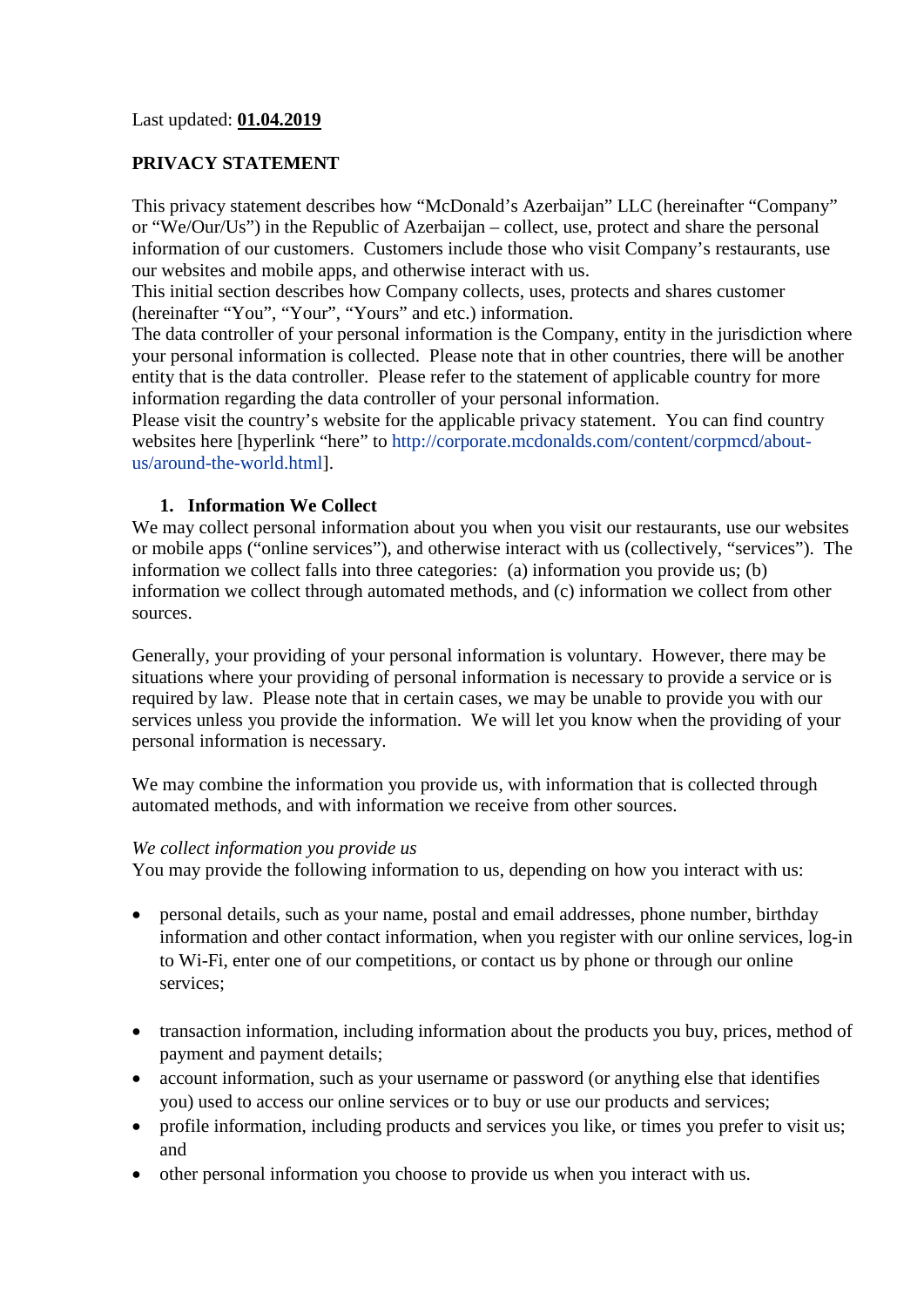Last updated: **01.04.2019**

## PRIVACY STATEMENT

This privacy statement describes how "McDonald's Azerbaijan" LLC (hereinafter "Company" or "We/Our/Us") in the Republic of Azerbaijan – collect, use, protect and share the personal information of our customers. Customers include those who visit Company's restaurants, use our websites and mobile apps, and otherwise interact with us.
This initial section describes how Company collects, uses, protects and shares customer (hereinafter "You", "Your", "Yours" and etc.) information.
The data controller of your personal information is the Company, entity in the jurisdiction where your personal information is collected. Please note that in other countries, there will be another entity that is the data controller. Please refer to the statement of applicable country for more information regarding the data controller of your personal information.
Please visit the country's website for the applicable privacy statement. You can find country websites here [hyperlink "here" to http://corporate.mcdonalds.com/content/corpmcd/about-us/around-the-world.html].

### 1. Information We Collect

We may collect personal information about you when you visit our restaurants, use our websites or mobile apps ("online services"), and otherwise interact with us (collectively, "services"). The information we collect falls into three categories: (a) information you provide us; (b) information we collect through automated methods, and (c) information we collect from other sources.

Generally, your providing of your personal information is voluntary. However, there may be situations where your providing of personal information is necessary to provide a service or is required by law. Please note that in certain cases, we may be unable to provide you with our services unless you provide the information. We will let you know when the providing of your personal information is necessary.

We may combine the information you provide us, with information that is collected through automated methods, and with information we receive from other sources.

*We collect information you provide us*
You may provide the following information to us, depending on how you interact with us:

- personal details, such as your name, postal and email addresses, phone number, birthday information and other contact information, when you register with our online services, log-in to Wi-Fi, enter one of our competitions, or contact us by phone or through our online services;
- transaction information, including information about the products you buy, prices, method of payment and payment details;
- account information, such as your username or password (or anything else that identifies you) used to access our online services or to buy or use our products and services;
- profile information, including products and services you like, or times you prefer to visit us; and
- other personal information you choose to provide us when you interact with us.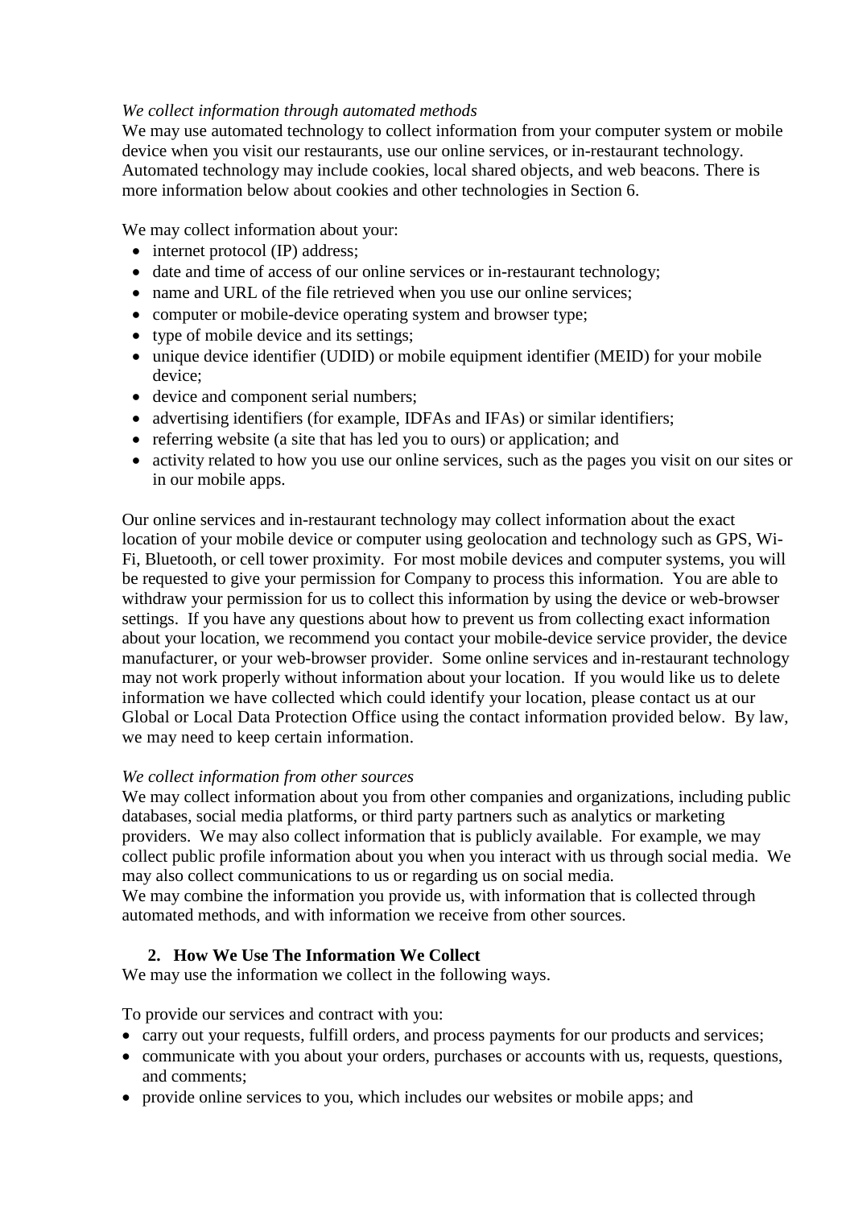*We collect information through automated methods*

We may use automated technology to collect information from your computer system or mobile device when you visit our restaurants, use our online services, or in-restaurant technology. Automated technology may include cookies, local shared objects, and web beacons. There is more information below about cookies and other technologies in Section 6.

We may collect information about your:

- internet protocol (IP) address;
- date and time of access of our online services or in-restaurant technology;
- name and URL of the file retrieved when you use our online services;
- computer or mobile-device operating system and browser type;
- type of mobile device and its settings;
- unique device identifier (UDID) or mobile equipment identifier (MEID) for your mobile device;
- device and component serial numbers;
- advertising identifiers (for example, IDFAs and IFAs) or similar identifiers;
- referring website (a site that has led you to ours) or application; and
- activity related to how you use our online services, such as the pages you visit on our sites or in our mobile apps.

Our online services and in-restaurant technology may collect information about the exact location of your mobile device or computer using geolocation and technology such as GPS, Wi-Fi, Bluetooth, or cell tower proximity. For most mobile devices and computer systems, you will be requested to give your permission for Company to process this information. You are able to withdraw your permission for us to collect this information by using the device or web-browser settings. If you have any questions about how to prevent us from collecting exact information about your location, we recommend you contact your mobile-device service provider, the device manufacturer, or your web-browser provider. Some online services and in-restaurant technology may not work properly without information about your location. If you would like us to delete information we have collected which could identify your location, please contact us at our Global or Local Data Protection Office using the contact information provided below. By law, we may need to keep certain information.

*We collect information from other sources*

We may collect information about you from other companies and organizations, including public databases, social media platforms, or third party partners such as analytics or marketing providers. We may also collect information that is publicly available. For example, we may collect public profile information about you when you interact with us through social media. We may also collect communications to us or regarding us on social media.

We may combine the information you provide us, with information that is collected through automated methods, and with information we receive from other sources.

## 2. How We Use The Information We Collect

We may use the information we collect in the following ways.

To provide our services and contract with you:

- carry out your requests, fulfill orders, and process payments for our products and services;
- communicate with you about your orders, purchases or accounts with us, requests, questions, and comments;
- provide online services to you, which includes our websites or mobile apps; and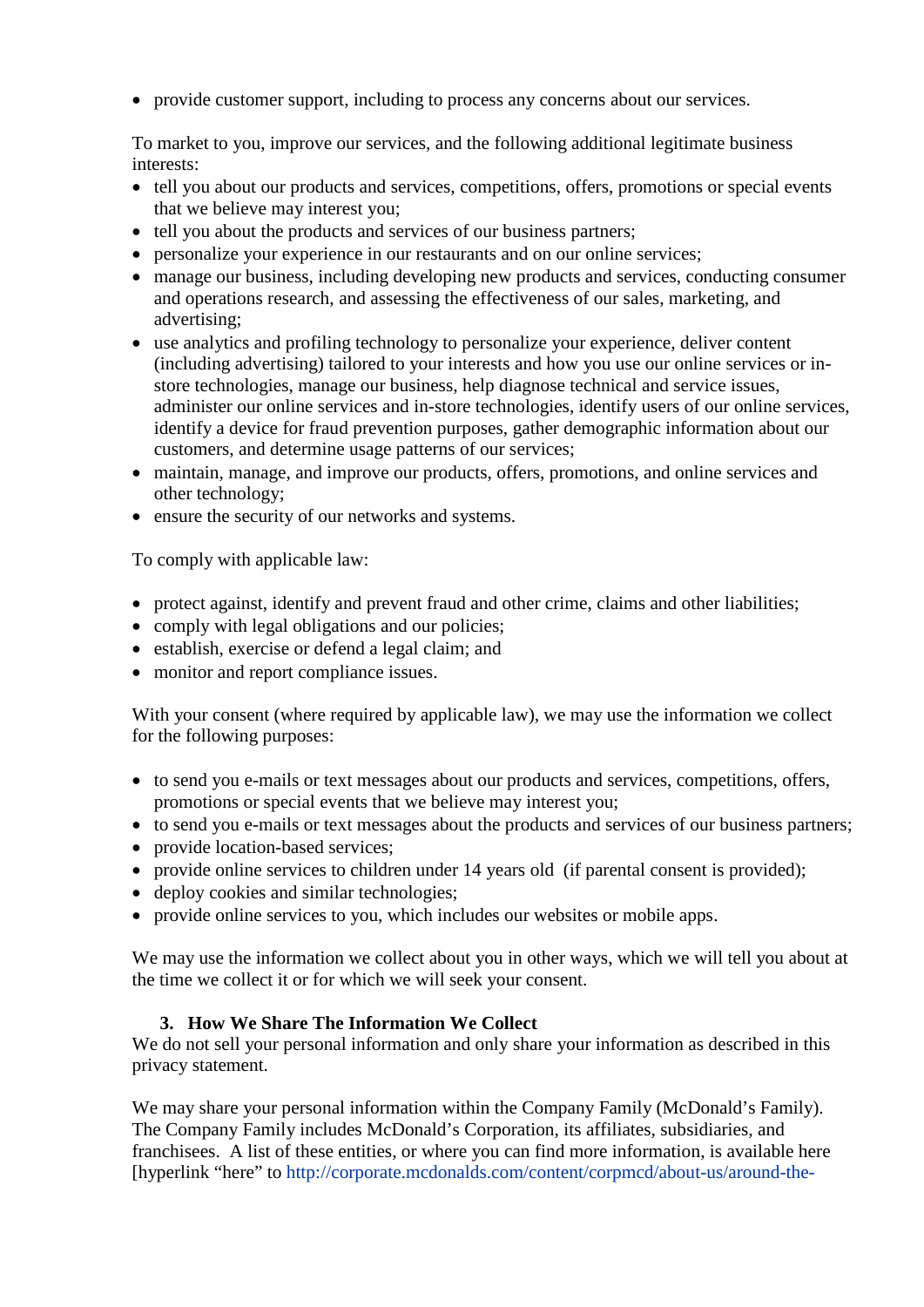- provide customer support, including to process any concerns about our services.

To market to you, improve our services, and the following additional legitimate business interests:

- tell you about our products and services, competitions, offers, promotions or special events that we believe may interest you;
- tell you about the products and services of our business partners;
- personalize your experience in our restaurants and on our online services;
- manage our business, including developing new products and services, conducting consumer and operations research, and assessing the effectiveness of our sales, marketing, and advertising;
- use analytics and profiling technology to personalize your experience, deliver content (including advertising) tailored to your interests and how you use our online services or in-store technologies, manage our business, help diagnose technical and service issues, administer our online services and in-store technologies, identify users of our online services, identify a device for fraud prevention purposes, gather demographic information about our customers, and determine usage patterns of our services;
- maintain, manage, and improve our products, offers, promotions, and online services and other technology;
- ensure the security of our networks and systems.

To comply with applicable law:

- protect against, identify and prevent fraud and other crime, claims and other liabilities;
- comply with legal obligations and our policies;
- establish, exercise or defend a legal claim; and
- monitor and report compliance issues.

With your consent (where required by applicable law), we may use the information we collect for the following purposes:

- to send you e-mails or text messages about our products and services, competitions, offers, promotions or special events that we believe may interest you;
- to send you e-mails or text messages about the products and services of our business partners;
- provide location-based services;
- provide online services to children under 14 years old (if parental consent is provided);
- deploy cookies and similar technologies;
- provide online services to you, which includes our websites or mobile apps.

We may use the information we collect about you in other ways, which we will tell you about at the time we collect it or for which we will seek your consent.

## 3. How We Share The Information We Collect

We do not sell your personal information and only share your information as described in this privacy statement.

We may share your personal information within the Company Family (McDonald's Family). The Company Family includes McDonald's Corporation, its affiliates, subsidiaries, and franchisees. A list of these entities, or where you can find more information, is available here [hyperlink "here" to http://corporate.mcdonalds.com/content/corpmcd/about-us/around-the-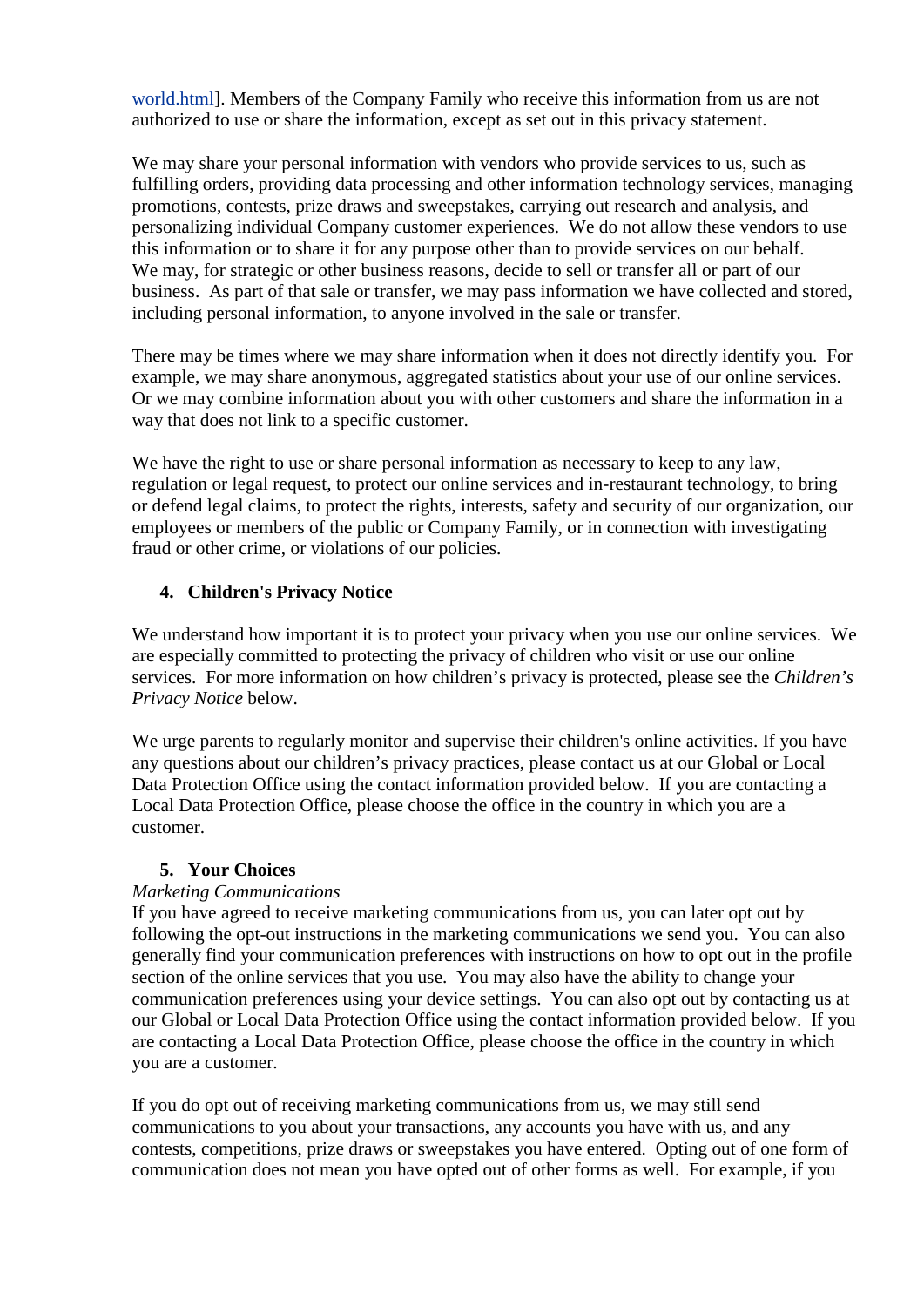world.html]. Members of the Company Family who receive this information from us are not authorized to use or share the information, except as set out in this privacy statement.

We may share your personal information with vendors who provide services to us, such as fulfilling orders, providing data processing and other information technology services, managing promotions, contests, prize draws and sweepstakes, carrying out research and analysis, and personalizing individual Company customer experiences. We do not allow these vendors to use this information or to share it for any purpose other than to provide services on our behalf. We may, for strategic or other business reasons, decide to sell or transfer all or part of our business. As part of that sale or transfer, we may pass information we have collected and stored, including personal information, to anyone involved in the sale or transfer.

There may be times where we may share information when it does not directly identify you. For example, we may share anonymous, aggregated statistics about your use of our online services. Or we may combine information about you with other customers and share the information in a way that does not link to a specific customer.

We have the right to use or share personal information as necessary to keep to any law, regulation or legal request, to protect our online services and in-restaurant technology, to bring or defend legal claims, to protect the rights, interests, safety and security of our organization, our employees or members of the public or Company Family, or in connection with investigating fraud or other crime, or violations of our policies.

## 4. Children's Privacy Notice

We understand how important it is to protect your privacy when you use our online services. We are especially committed to protecting the privacy of children who visit or use our online services. For more information on how children's privacy is protected, please see the *Children's Privacy Notice* below.

We urge parents to regularly monitor and supervise their children's online activities. If you have any questions about our children's privacy practices, please contact us at our Global or Local Data Protection Office using the contact information provided below. If you are contacting a Local Data Protection Office, please choose the office in the country in which you are a customer.

## 5. Your Choices

*Marketing Communications*

If you have agreed to receive marketing communications from us, you can later opt out by following the opt-out instructions in the marketing communications we send you. You can also generally find your communication preferences with instructions on how to opt out in the profile section of the online services that you use. You may also have the ability to change your communication preferences using your device settings. You can also opt out by contacting us at our Global or Local Data Protection Office using the contact information provided below. If you are contacting a Local Data Protection Office, please choose the office in the country in which you are a customer.

If you do opt out of receiving marketing communications from us, we may still send communications to you about your transactions, any accounts you have with us, and any contests, competitions, prize draws or sweepstakes you have entered. Opting out of one form of communication does not mean you have opted out of other forms as well. For example, if you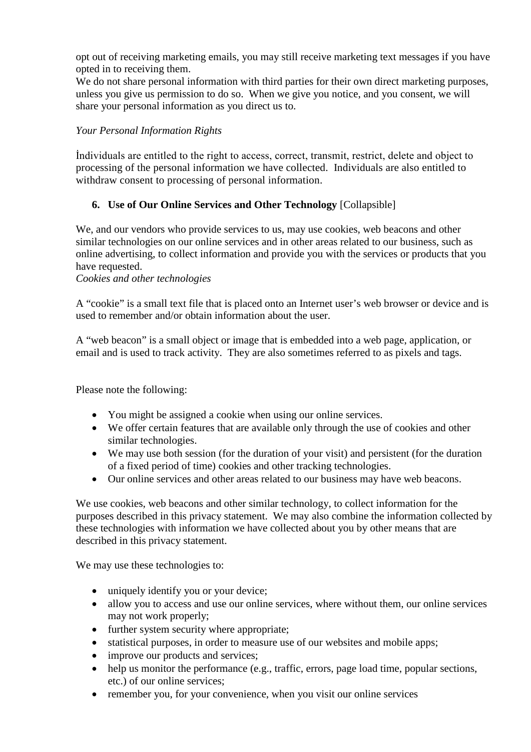opt out of receiving marketing emails, you may still receive marketing text messages if you have opted in to receiving them.
We do not share personal information with third parties for their own direct marketing purposes, unless you give us permission to do so. When we give you notice, and you consent, we will share your personal information as you direct us to.

*Your Personal Information Rights*

İndividuals are entitled to the right to access, correct, transmit, restrict, delete and object to processing of the personal information we have collected. Individuals are also entitled to withdraw consent to processing of personal information.

6. **Use of Our Online Services and Other Technology** [Collapsible]

We, and our vendors who provide services to us, may use cookies, web beacons and other similar technologies on our online services and in other areas related to our business, such as online advertising, to collect information and provide you with the services or products that you have requested.
*Cookies and other technologies*

A "cookie" is a small text file that is placed onto an Internet user's web browser or device and is used to remember and/or obtain information about the user.

A "web beacon" is a small object or image that is embedded into a web page, application, or email and is used to track activity. They are also sometimes referred to as pixels and tags.

Please note the following:

- You might be assigned a cookie when using our online services.
- We offer certain features that are available only through the use of cookies and other similar technologies.
- We may use both session (for the duration of your visit) and persistent (for the duration of a fixed period of time) cookies and other tracking technologies.
- Our online services and other areas related to our business may have web beacons.

We use cookies, web beacons and other similar technology, to collect information for the purposes described in this privacy statement. We may also combine the information collected by these technologies with information we have collected about you by other means that are described in this privacy statement.

We may use these technologies to:

- uniquely identify you or your device;
- allow you to access and use our online services, where without them, our online services may not work properly;
- further system security where appropriate;
- statistical purposes, in order to measure use of our websites and mobile apps;
- improve our products and services;
- help us monitor the performance (e.g., traffic, errors, page load time, popular sections, etc.) of our online services;
- remember you, for your convenience, when you visit our online services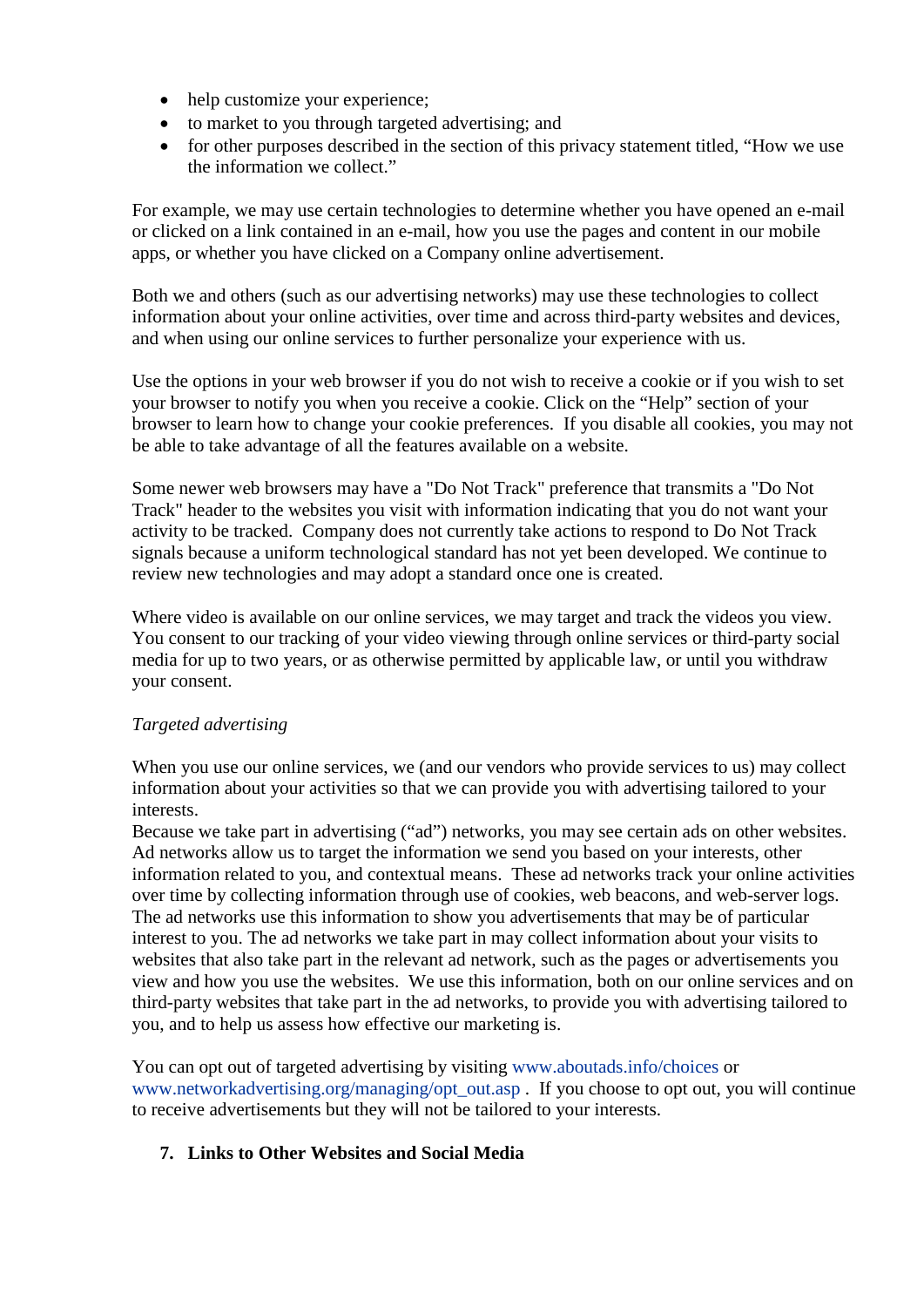- help customize your experience;
- to market to you through targeted advertising; and
- for other purposes described in the section of this privacy statement titled, "How we use the information we collect."

For example, we may use certain technologies to determine whether you have opened an e-mail or clicked on a link contained in an e-mail, how you use the pages and content in our mobile apps, or whether you have clicked on a Company online advertisement.

Both we and others (such as our advertising networks) may use these technologies to collect information about your online activities, over time and across third-party websites and devices, and when using our online services to further personalize your experience with us.

Use the options in your web browser if you do not wish to receive a cookie or if you wish to set your browser to notify you when you receive a cookie. Click on the "Help" section of your browser to learn how to change your cookie preferences. If you disable all cookies, you may not be able to take advantage of all the features available on a website.

Some newer web browsers may have a "Do Not Track" preference that transmits a "Do Not Track" header to the websites you visit with information indicating that you do not want your activity to be tracked. Company does not currently take actions to respond to Do Not Track signals because a uniform technological standard has not yet been developed. We continue to review new technologies and may adopt a standard once one is created.

Where video is available on our online services, we may target and track the videos you view. You consent to our tracking of your video viewing through online services or third-party social media for up to two years, or as otherwise permitted by applicable law, or until you withdraw your consent.

*Targeted advertising*

When you use our online services, we (and our vendors who provide services to us) may collect information about your activities so that we can provide you with advertising tailored to your interests.
Because we take part in advertising ("ad") networks, you may see certain ads on other websites. Ad networks allow us to target the information we send you based on your interests, other information related to you, and contextual means. These ad networks track your online activities over time by collecting information through use of cookies, web beacons, and web-server logs. The ad networks use this information to show you advertisements that may be of particular interest to you. The ad networks we take part in may collect information about your visits to websites that also take part in the relevant ad network, such as the pages or advertisements you view and how you use the websites. We use this information, both on our online services and on third-party websites that take part in the ad networks, to provide you with advertising tailored to you, and to help us assess how effective our marketing is.

You can opt out of targeted advertising by visiting www.aboutads.info/choices or www.networkadvertising.org/managing/opt_out.asp . If you choose to opt out, you will continue to receive advertisements but they will not be tailored to your interests.

## 7. Links to Other Websites and Social Media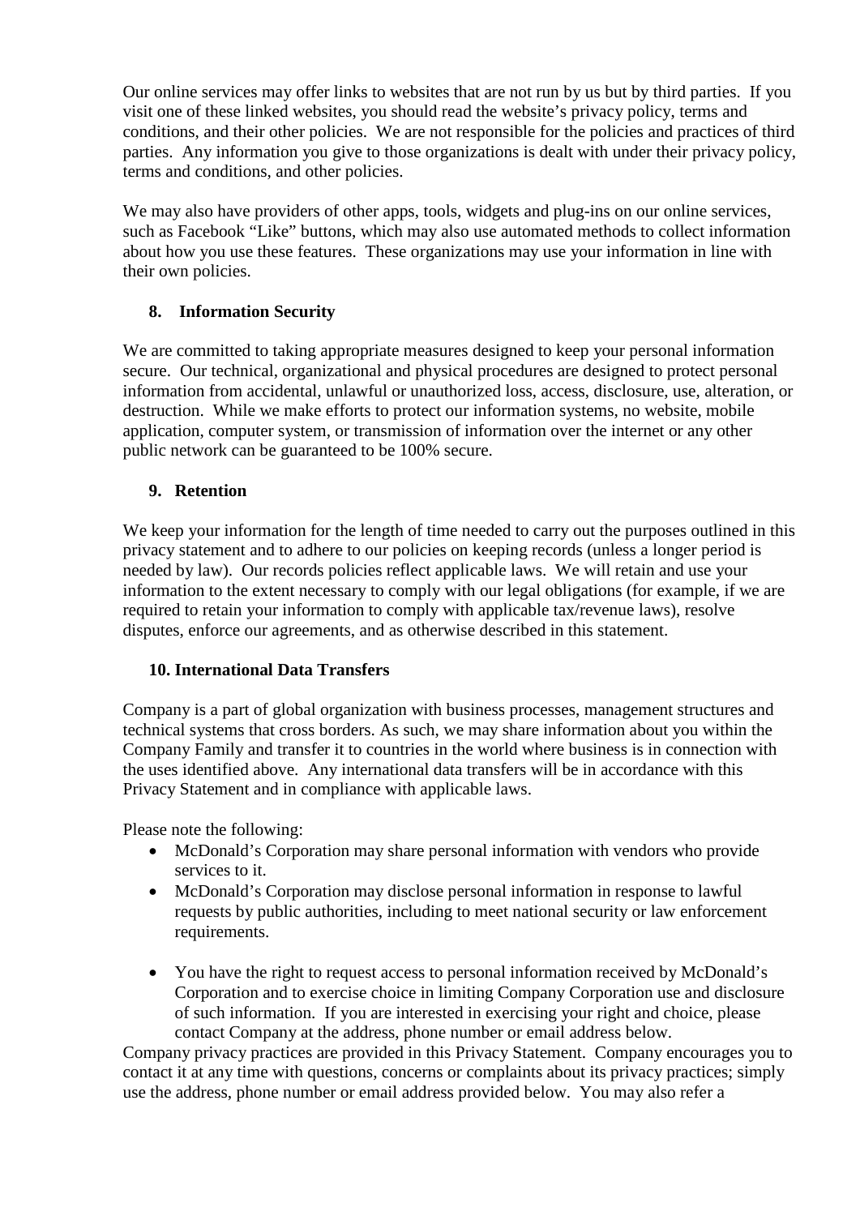Our online services may offer links to websites that are not run by us but by third parties. If you visit one of these linked websites, you should read the website's privacy policy, terms and conditions, and their other policies. We are not responsible for the policies and practices of third parties. Any information you give to those organizations is dealt with under their privacy policy, terms and conditions, and other policies.

We may also have providers of other apps, tools, widgets and plug-ins on our online services, such as Facebook "Like" buttons, which may also use automated methods to collect information about how you use these features. These organizations may use your information in line with their own policies.

## 8. Information Security

We are committed to taking appropriate measures designed to keep your personal information secure. Our technical, organizational and physical procedures are designed to protect personal information from accidental, unlawful or unauthorized loss, access, disclosure, use, alteration, or destruction. While we make efforts to protect our information systems, no website, mobile application, computer system, or transmission of information over the internet or any other public network can be guaranteed to be 100% secure.

## 9. Retention

We keep your information for the length of time needed to carry out the purposes outlined in this privacy statement and to adhere to our policies on keeping records (unless a longer period is needed by law). Our records policies reflect applicable laws. We will retain and use your information to the extent necessary to comply with our legal obligations (for example, if we are required to retain your information to comply with applicable tax/revenue laws), resolve disputes, enforce our agreements, and as otherwise described in this statement.

## 10. International Data Transfers

Company is a part of global organization with business processes, management structures and technical systems that cross borders. As such, we may share information about you within the Company Family and transfer it to countries in the world where business is in connection with the uses identified above. Any international data transfers will be in accordance with this Privacy Statement and in compliance with applicable laws.

Please note the following:

- McDonald's Corporation may share personal information with vendors who provide services to it.
- McDonald's Corporation may disclose personal information in response to lawful requests by public authorities, including to meet national security or law enforcement requirements.
- You have the right to request access to personal information received by McDonald's Corporation and to exercise choice in limiting Company Corporation use and disclosure of such information. If you are interested in exercising your right and choice, please contact Company at the address, phone number or email address below.

Company privacy practices are provided in this Privacy Statement. Company encourages you to contact it at any time with questions, concerns or complaints about its privacy practices; simply use the address, phone number or email address provided below. You may also refer a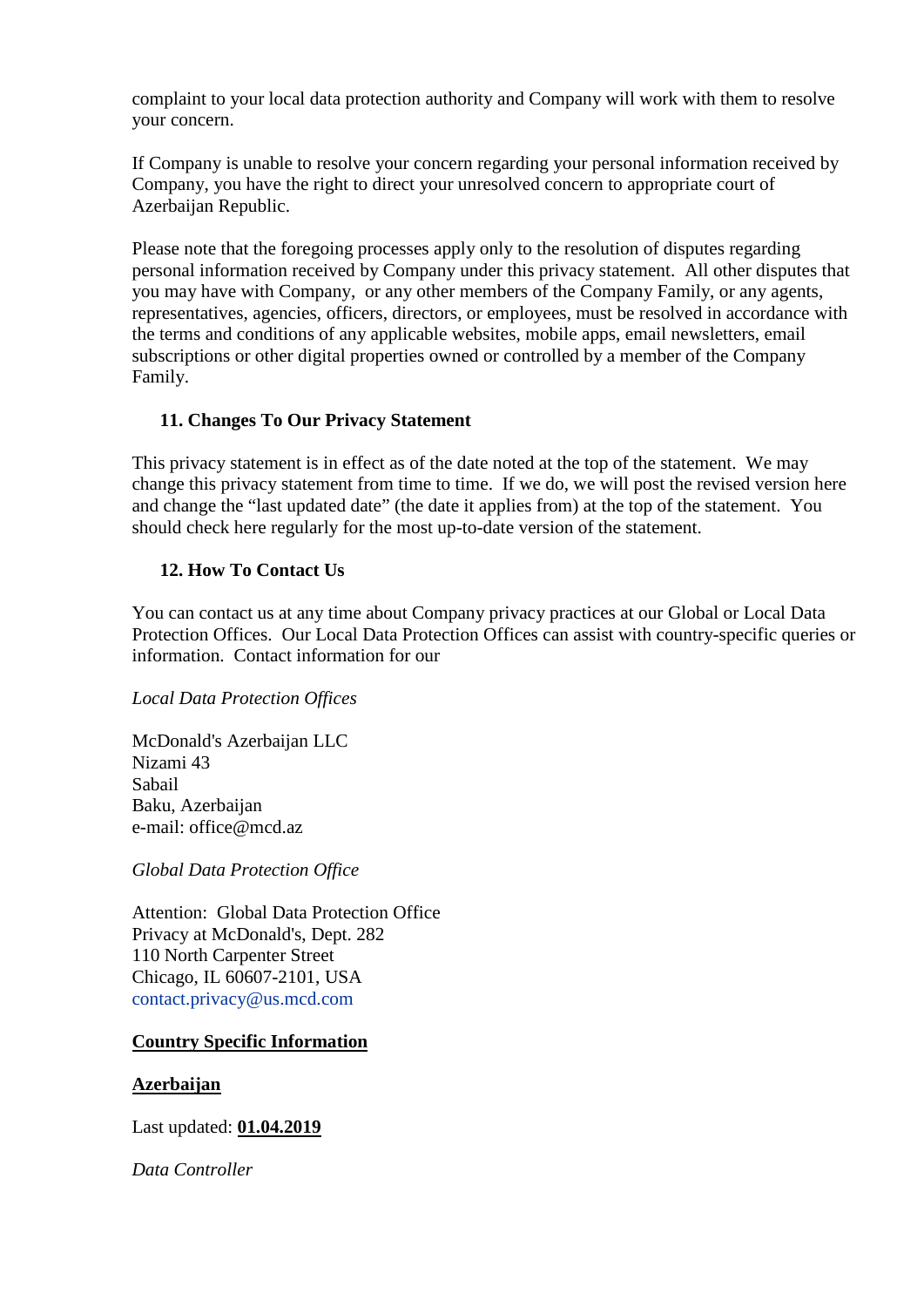complaint to your local data protection authority and Company will work with them to resolve your concern.

If Company is unable to resolve your concern regarding your personal information received by Company, you have the right to direct your unresolved concern to appropriate court of Azerbaijan Republic.

Please note that the foregoing processes apply only to the resolution of disputes regarding personal information received by Company under this privacy statement. All other disputes that you may have with Company, or any other members of the Company Family, or any agents, representatives, agencies, officers, directors, or employees, must be resolved in accordance with the terms and conditions of any applicable websites, mobile apps, email newsletters, email subscriptions or other digital properties owned or controlled by a member of the Company Family.

### 11. Changes To Our Privacy Statement

This privacy statement is in effect as of the date noted at the top of the statement. We may change this privacy statement from time to time. If we do, we will post the revised version here and change the "last updated date" (the date it applies from) at the top of the statement. You should check here regularly for the most up-to-date version of the statement.

### 12. How To Contact Us

You can contact us at any time about Company privacy practices at our Global or Local Data Protection Offices. Our Local Data Protection Offices can assist with country-specific queries or information. Contact information for our

*Local Data Protection Offices*

McDonald's Azerbaijan LLC
Nizami 43
Sabail
Baku, Azerbaijan
e-mail: office@mcd.az

*Global Data Protection Office*

Attention: Global Data Protection Office
Privacy at McDonald's, Dept. 282
110 North Carpenter Street
Chicago, IL 60607-2101, USA
contact.privacy@us.mcd.com

## Country Specific Information

## Azerbaijan

Last updated: **01.04.2019**

*Data Controller*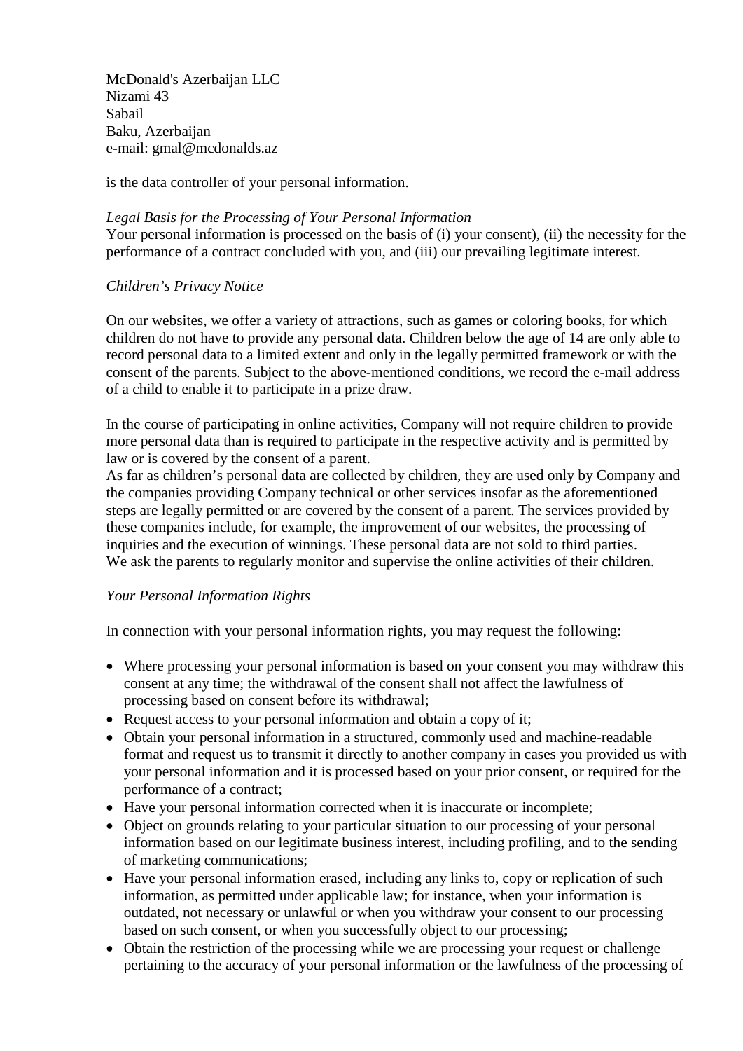McDonald's Azerbaijan LLC
Nizami 43
Sabail
Baku, Azerbaijan
e-mail: gmal@mcdonalds.az

is the data controller of your personal information.

*Legal Basis for the Processing of Your Personal Information*
Your personal information is processed on the basis of (i) your consent), (ii) the necessity for the performance of a contract concluded with you, and (iii) our prevailing legitimate interest.

*Children's Privacy Notice*

On our websites, we offer a variety of attractions, such as games or coloring books, for which children do not have to provide any personal data. Children below the age of 14 are only able to record personal data to a limited extent and only in the legally permitted framework or with the consent of the parents. Subject to the above-mentioned conditions, we record the e-mail address of a child to enable it to participate in a prize draw.

In the course of participating in online activities, Company will not require children to provide more personal data than is required to participate in the respective activity and is permitted by law or is covered by the consent of a parent.
As far as children's personal data are collected by children, they are used only by Company and the companies providing Company technical or other services insofar as the aforementioned steps are legally permitted or are covered by the consent of a parent. The services provided by these companies include, for example, the improvement of our websites, the processing of inquiries and the execution of winnings. These personal data are not sold to third parties.
We ask the parents to regularly monitor and supervise the online activities of their children.

*Your Personal Information Rights*

In connection with your personal information rights, you may request the following:

- Where processing your personal information is based on your consent you may withdraw this consent at any time; the withdrawal of the consent shall not affect the lawfulness of processing based on consent before its withdrawal;
- Request access to your personal information and obtain a copy of it;
- Obtain your personal information in a structured, commonly used and machine-readable format and request us to transmit it directly to another company in cases you provided us with your personal information and it is processed based on your prior consent, or required for the performance of a contract;
- Have your personal information corrected when it is inaccurate or incomplete;
- Object on grounds relating to your particular situation to our processing of your personal information based on our legitimate business interest, including profiling, and to the sending of marketing communications;
- Have your personal information erased, including any links to, copy or replication of such information, as permitted under applicable law; for instance, when your information is outdated, not necessary or unlawful or when you withdraw your consent to our processing based on such consent, or when you successfully object to our processing;
- Obtain the restriction of the processing while we are processing your request or challenge pertaining to the accuracy of your personal information or the lawfulness of the processing of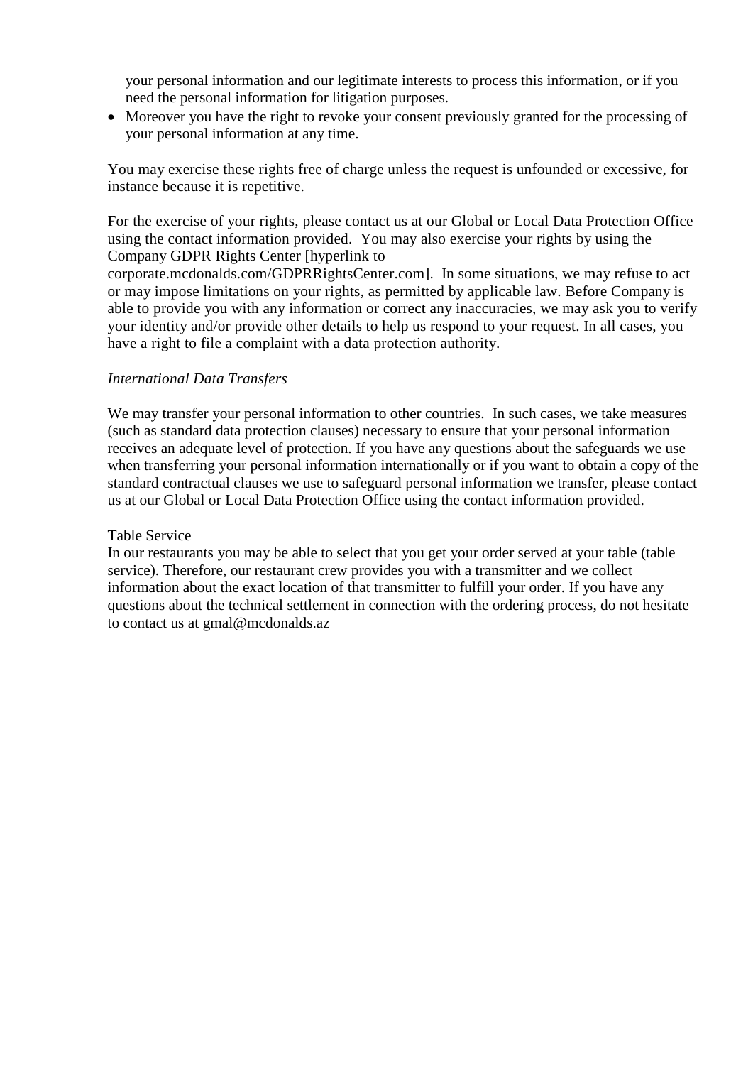your personal information and our legitimate interests to process this information, or if you need the personal information for litigation purposes.

- Moreover you have the right to revoke your consent previously granted for the processing of your personal information at any time.

You may exercise these rights free of charge unless the request is unfounded or excessive, for instance because it is repetitive.

For the exercise of your rights, please contact us at our Global or Local Data Protection Office using the contact information provided. You may also exercise your rights by using the Company GDPR Rights Center [hyperlink to corporate.mcdonalds.com/GDPRRightsCenter.com]. In some situations, we may refuse to act or may impose limitations on your rights, as permitted by applicable law. Before Company is able to provide you with any information or correct any inaccuracies, we may ask you to verify your identity and/or provide other details to help us respond to your request. In all cases, you have a right to file a complaint with a data protection authority.

*International Data Transfers*

We may transfer your personal information to other countries. In such cases, we take measures (such as standard data protection clauses) necessary to ensure that your personal information receives an adequate level of protection. If you have any questions about the safeguards we use when transferring your personal information internationally or if you want to obtain a copy of the standard contractual clauses we use to safeguard personal information we transfer, please contact us at our Global or Local Data Protection Office using the contact information provided.

Table Service

In our restaurants you may be able to select that you get your order served at your table (table service). Therefore, our restaurant crew provides you with a transmitter and we collect information about the exact location of that transmitter to fulfill your order. If you have any questions about the technical settlement in connection with the ordering process, do not hesitate to contact us at gmal@mcdonalds.az